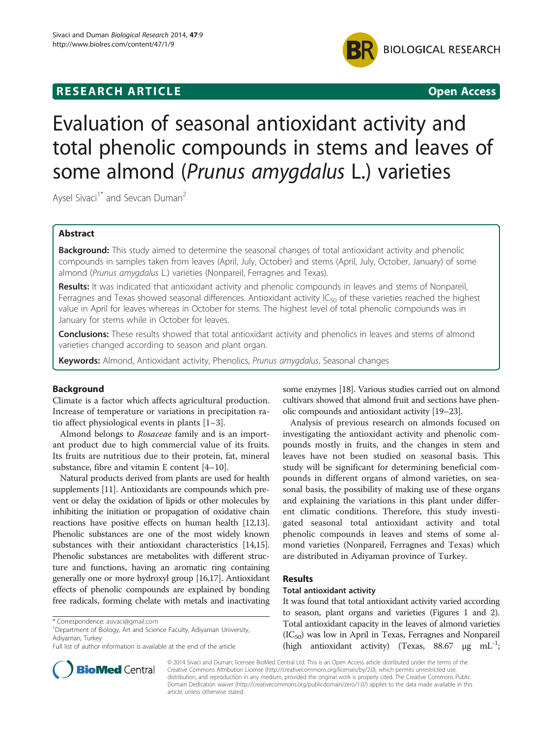**RESEARCH ARTICLE** **Open Access**

# Evaluation of seasonal antioxidant activity and total phenolic compounds in stems and leaves of some almond (*Prunus amygdalus* L.) varieties

Aysel Sivaci[1*] and Sevcan Duman[2]

## Abstract

**Background:** This study aimed to determine the seasonal changes of total antioxidant activity and phenolic compounds in samples taken from leaves (April, July, October) and stems (April, July, October, January) of some almond (*Prunus amygdalus* L.) varieties (Nonpareil, Ferragnes and Texas).

**Results:** It was indicated that antioxidant activity and phenolic compounds in leaves and stems of Nonpareil, Ferragnes and Texas showed seasonal differences. Antioxidant activity $IC_{50}$ of these varieties reached the highest value in April for leaves whereas in October for stems. The highest level of total phenolic compounds was in January for stems while in October for leaves.

**Conclusions:** These results showed that total antioxidant activity and phenolics in leaves and stems of almond varieties changed according to season and plant organ.

**Keywords:** Almond, Antioxidant activity, Phenolics, *Prunus amygdalus*, Seasonal changes

## Background

Climate is a factor which affects agricultural production. Increase of temperature or variations in precipitation ratio affect physiological events in plants [1–3].

Almond belongs to *Rosaceae* family and is an important product due to high commercial value of its fruits. Its fruits are nutritious due to their protein, fat, mineral substance, fibre and vitamin E content [4–10].

Natural products derived from plants are used for health supplements [11]. Antioxidants are compounds which prevent or delay the oxidation of lipids or other molecules by inhibiting the initiation or propagation of oxidative chain reactions have positive effects on human health [12,13]. Phenolic substances are one of the most widely known substances with their antioxidant characteristics [14,15]. Phenolic substances are metabolites with different structure and functions, having an aromatic ring containing generally one or more hydroxyl group [16,17]. Antioxidant effects of phenolic compounds are explained by bonding free radicals, forming chelate with metals and inactivating some enzymes [18]. Various studies carried out on almond cultivars showed that almond fruit and sections have phenolic compounds and antioxidant activity [19–23].

Analysis of previous research on almonds focused on investigating the antioxidant activity and phenolic compounds mostly in fruits, and the changes in stem and leaves have not been studied on seasonal basis. This study will be significant for determining beneficial compounds in different organs of almond varieties, on seasonal basis, the possibility of making use of these organs and explaining the variations in this plant under different climatic conditions. Therefore, this study investigated seasonal total antioxidant activity and total phenolic compounds in leaves and stems of some almond varieties (Nonpareil, Ferragnes and Texas) which are distributed in Adiyaman province of Turkey.

## Results

### Total antioxidant activity

It was found that total antioxidant activity varied according to season, plant organs and varieties (Figures 1 and 2). Total antioxidant capacity in the leaves of almond varieties ($IC_{50}$) was low in April in Texas, Ferragnes and Nonpareil (high antioxidant activity) (Texas, 88.67 μg $mL^{-1}$;

\* Correspondence: asivaci@gmail.com
[1]Department of Biology, Art and Science Faculty, Adiyaman University, Adiyaman, Turkey
Full list of author information is available at the end of the article

© 2014 Sivaci and Duman; licensee BioMed Central Ltd. This is an Open Access article distributed under the terms of the Creative Commons Attribution License (http://creativecommons.org/licenses/by/2.0), which permits unrestricted use, distribution, and reproduction in any medium, provided the original work is properly cited. The Creative Commons Public Domain Dedication waiver (http://creativecommons.org/publicdomain/zero/1.0/) applies to the data made available in this article, unless otherwise stated.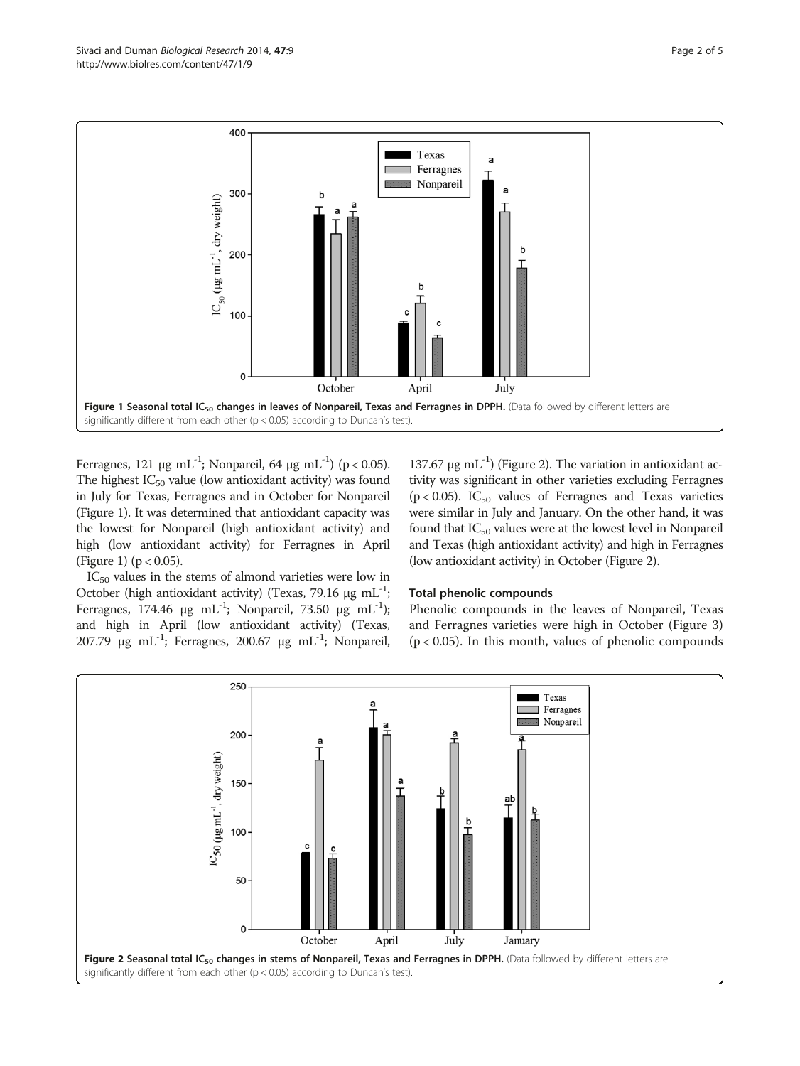Figure 1 Seasonal total $IC_{50}$ changes in leaves of Nonpareil, Texas and Ferragnes in DPPH. (Data followed by different letters are significantly different from each other ($p < 0.05$) according to Duncan's test).

Ferragnes, 121 μg $mL^{-1}$; Nonpareil, 64 μg $mL^{-1}$) ($p < 0.05$). The highest $IC_{50}$ value (low antioxidant activity) was found in July for Texas, Ferragnes and in October for Nonpareil (Figure 1). It was determined that antioxidant capacity was the lowest for Nonpareil (high antioxidant activity) and high (low antioxidant activity) for Ferragnes in April (Figure 1) ($p < 0.05$).

$IC_{50}$ values in the stems of almond varieties were low in October (high antioxidant activity) (Texas, 79.16 μg $mL^{-1}$; Ferragnes, 174.46 μg $mL^{-1}$; Nonpareil, 73.50 μg $mL^{-1}$); and high in April (low antioxidant activity) (Texas, 207.79 μg $mL^{-1}$; Ferragnes, 200.67 μg $mL^{-1}$; Nonpareil, 137.67 μg $mL^{-1}$) (Figure 2). The variation in antioxidant activity was significant in other varieties excluding Ferragnes ($p < 0.05$). $IC_{50}$ values of Ferragnes and Texas varieties were similar in July and January. On the other hand, it was found that $IC_{50}$ values were at the lowest level in Nonpareil and Texas (high antioxidant activity) and high in Ferragnes (low antioxidant activity) in October (Figure 2).

### Total phenolic compounds

Phenolic compounds in the leaves of Nonpareil, Texas and Ferragnes varieties were high in October (Figure 3) ($p < 0.05$). In this month, values of phenolic compounds

Figure 2 Seasonal total $IC_{50}$ changes in stems of Nonpareil, Texas and Ferragnes in DPPH. (Data followed by different letters are significantly different from each other ($p < 0.05$) according to Duncan's test).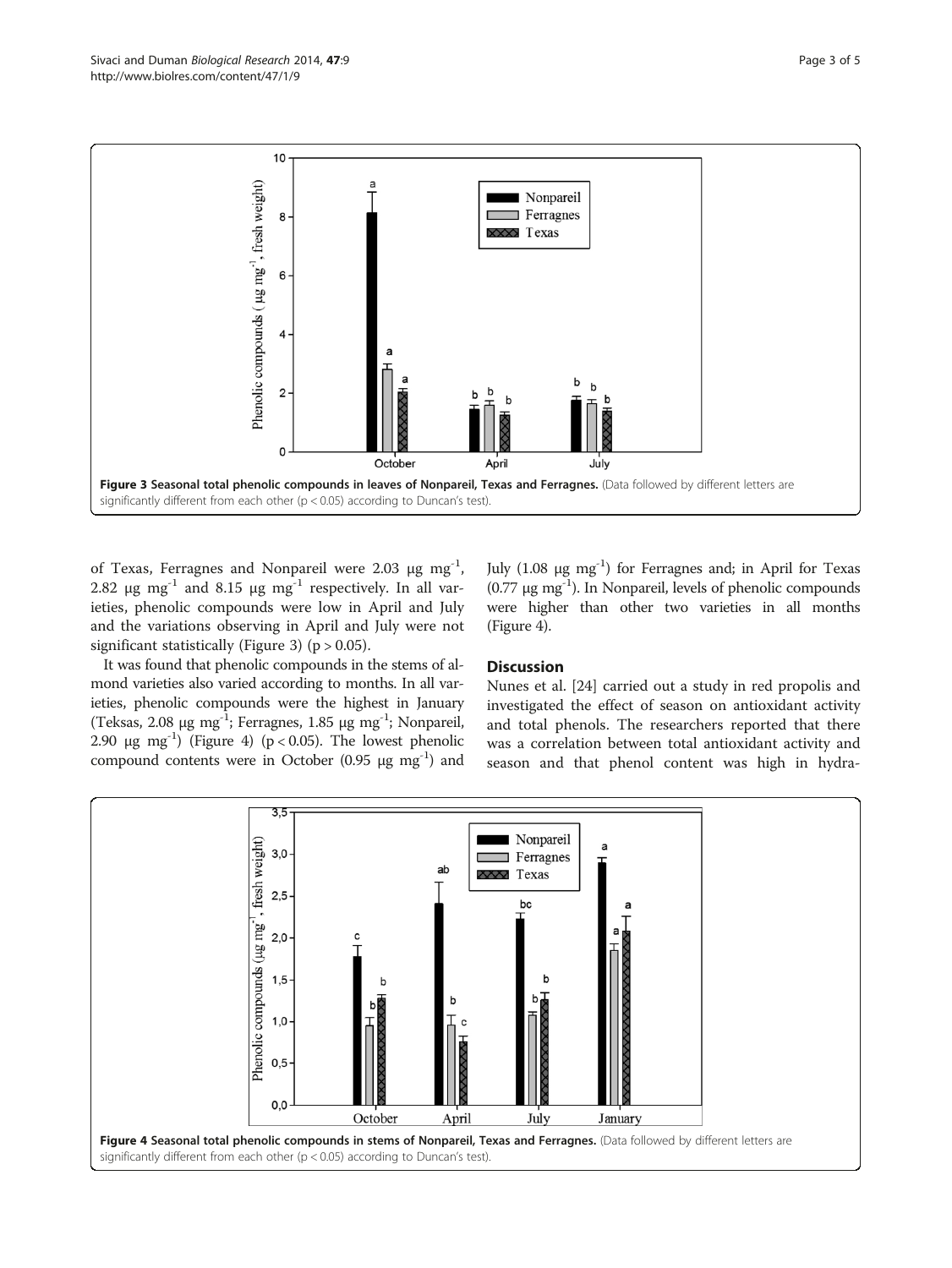Figure 3 Seasonal total phenolic compounds in leaves of Nonpareil, Texas and Ferragnes. (Data followed by different letters are significantly different from each other ($p < 0.05$) according to Duncan's test).

of Texas, Ferragnes and Nonpareil were 2.03 µg $mg^{-1}$, 2.82 µg $mg^{-1}$ and 8.15 µg $mg^{-1}$ respectively. In all varieties, phenolic compounds were low in April and July and the variations observing in April and July were not significant statistically (Figure 3) ($p > 0.05$).

It was found that phenolic compounds in the stems of almond varieties also varied according to months. In all varieties, phenolic compounds were the highest in January (Teksas, 2.08 µg $mg^{-1}$; Ferragnes, 1.85 µg $mg^{-1}$; Nonpareil, 2.90 µg $mg^{-1}$) (Figure 4) ($p < 0.05$). The lowest phenolic compound contents were in October (0.95 µg $mg^{-1}$) and July (1.08 µg $mg^{-1}$) for Ferragnes and; in April for Texas (0.77 µg $mg^{-1}$). In Nonpareil, levels of phenolic compounds were higher than other two varieties in all months (Figure 4).

## Discussion

Nunes et al. [24] carried out a study in red propolis and investigated the effect of season on antioxidant activity and total phenols. The researchers reported that there was a correlation between total antioxidant activity and season and that phenol content was high in hydra-

Figure 4 Seasonal total phenolic compounds in stems of Nonpareil, Texas and Ferragnes. (Data followed by different letters are significantly different from each other ($p < 0.05$) according to Duncan's test).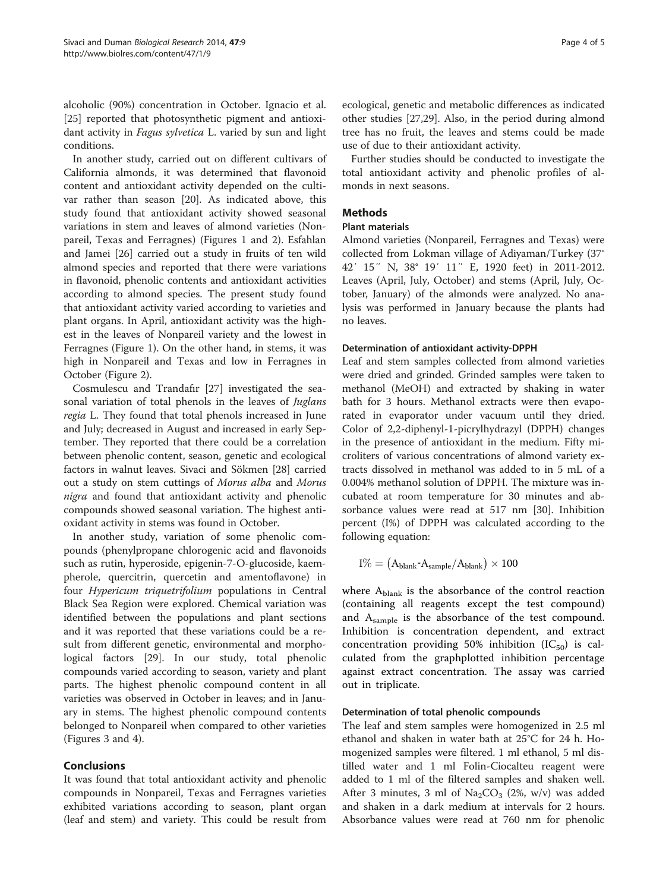alcoholic (90%) concentration in October. Ignacio et al. [25] reported that photosynthetic pigment and antioxidant activity in *Fagus sylvetica* L. varied by sun and light conditions.

In another study, carried out on different cultivars of California almonds, it was determined that flavonoid content and antioxidant activity depended on the cultivar rather than season [20]. As indicated above, this study found that antioxidant activity showed seasonal variations in stem and leaves of almond varieties (Nonpareil, Texas and Ferragnes) (Figures 1 and 2). Esfahlan and Jamei [26] carried out a study in fruits of ten wild almond species and reported that there were variations in flavonoid, phenolic contents and antioxidant activities according to almond species. The present study found that antioxidant activity varied according to varieties and plant organs. In April, antioxidant activity was the highest in the leaves of Nonpareil variety and the lowest in Ferragnes (Figure 1). On the other hand, in stems, it was high in Nonpareil and Texas and low in Ferragnes in October (Figure 2).

Cosmulescu and Trandafir [27] investigated the seasonal variation of total phenols in the leaves of *Juglans regia* L. They found that total phenols increased in June and July; decreased in August and increased in early September. They reported that there could be a correlation between phenolic content, season, genetic and ecological factors in walnut leaves. Sivaci and Sökmen [28] carried out a study on stem cuttings of *Morus alba* and *Morus nigra* and found that antioxidant activity and phenolic compounds showed seasonal variation. The highest antioxidant activity in stems was found in October.

In another study, variation of some phenolic compounds (phenylpropane chlorogenic acid and flavonoids such as rutin, hyperoside, epigenin-7-O-glucoside, kaempherole, quercitrin, quercetin and amentoflavone) in four *Hypericum triquetrifolium* populations in Central Black Sea Region were explored. Chemical variation was identified between the populations and plant sections and it was reported that these variations could be a result from different genetic, environmental and morphological factors [29]. In our study, total phenolic compounds varied according to season, variety and plant parts. The highest phenolic compound content in all varieties was observed in October in leaves; and in January in stems. The highest phenolic compound contents belonged to Nonpareil when compared to other varieties (Figures 3 and 4).

## Conclusions

It was found that total antioxidant activity and phenolic compounds in Nonpareil, Texas and Ferragnes varieties exhibited variations according to season, plant organ (leaf and stem) and variety. This could be result from ecological, genetic and metabolic differences as indicated other studies [27,29]. Also, in the period during almond tree has no fruit, the leaves and stems could be made use of due to their antioxidant activity.

Further studies should be conducted to investigate the total antioxidant activity and phenolic profiles of almonds in next seasons.

## Methods

### Plant materials

Almond varieties (Nonpareil, Ferragnes and Texas) were collected from Lokman village of Adiyaman/Turkey (37° 42′ 15″ N, 38° 19′ 11″ E, 1920 feet) in 2011-2012. Leaves (April, July, October) and stems (April, July, October, January) of the almonds were analyzed. No analysis was performed in January because the plants had no leaves.

### Determination of antioxidant activity-DPPH

Leaf and stem samples collected from almond varieties were dried and grinded. Grinded samples were taken to methanol (MeOH) and extracted by shaking in water bath for 3 hours. Methanol extracts were then evaporated in evaporator under vacuum until they dried. Color of 2,2-diphenyl-1-picrylhydrazyl (DPPH) changes in the presence of antioxidant in the medium. Fifty microliters of various concentrations of almond variety extracts dissolved in methanol was added to in 5 mL of a 0.004% methanol solution of DPPH. The mixture was incubated at room temperature for 30 minutes and absorbance values were read at 517 nm [30]. Inhibition percent (I%) of DPPH was calculated according to the following equation:

$$I\% = \left(A_{blank}\text{-}A_{sample}/A_{blank}\right) \times 100$$

where $A_{blank}$ is the absorbance of the control reaction (containing all reagents except the test compound) and $A_{sample}$ is the absorbance of the test compound. Inhibition is concentration dependent, and extract concentration providing 50% inhibition ($IC_{50}$) is calculated from the graphplotted inhibition percentage against extract concentration. The assay was carried out in triplicate.

### Determination of total phenolic compounds

The leaf and stem samples were homogenized in 2.5 ml ethanol and shaken in water bath at 25°C for 24 h. Homogenized samples were filtered. 1 ml ethanol, 5 ml distilled water and 1 ml Folin-Ciocalteu reagent were added to 1 ml of the filtered samples and shaken well. After 3 minutes, 3 ml of $Na_2CO_3$ (2%, w/v) was added and shaken in a dark medium at intervals for 2 hours. Absorbance values were read at 760 nm for phenolic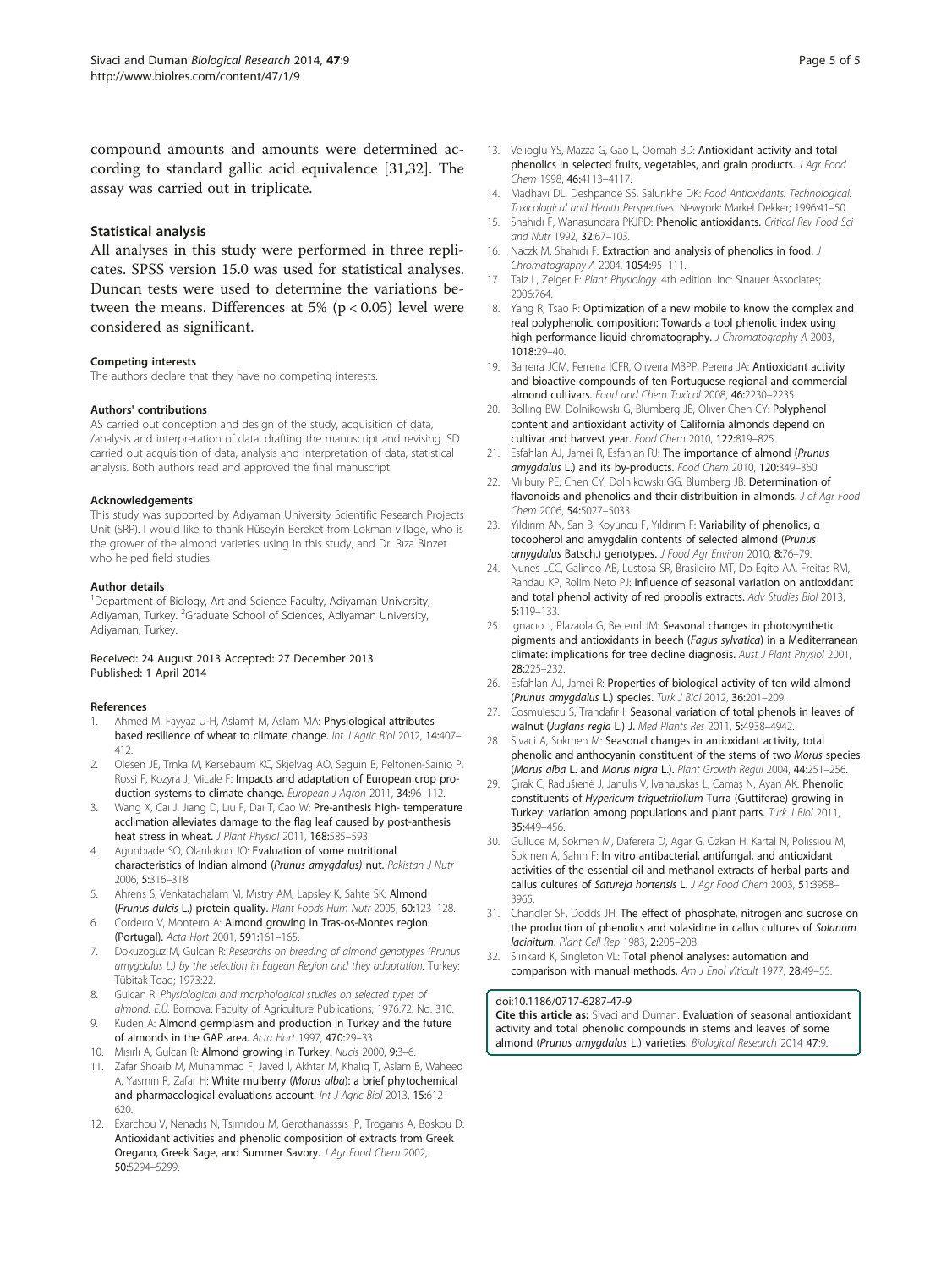compound amounts and amounts were determined according to standard gallic acid equivalence [31,32]. The assay was carried out in triplicate.

### Statistical analysis

All analyses in this study were performed in three replicates. SPSS version 15.0 was used for statistical analyses. Duncan tests were used to determine the variations between the means. Differences at 5% ($p < 0.05$) level were considered as significant.

#### Competing interests

The authors declare that they have no competing interests.

#### Authors' contributions

AS carried out conception and design of the study, acquisition of data, /analysis and interpretation of data, drafting the manuscript and revising. SD carried out acquisition of data, analysis and interpretation of data, statistical analysis. Both authors read and approved the final manuscript.

#### Acknowledgements

This study was supported by Adıyaman University Scientific Research Projects Unit (SRP). I would like to thank Hüseyin Bereket from Lokman village, who is the grower of the almond varieties using in this study, and Dr. Rıza Binzet who helped field studies.

#### Author details

[1]Department of Biology, Art and Science Faculty, Adiyaman University, Adiyaman, Turkey. [2]Graduate School of Sciences, Adiyaman University, Adiyaman, Turkey.

Received: 24 August 2013 Accepted: 27 December 2013
Published: 1 April 2014

#### References

1. Ahmed M, Fayyaz U-H, Aslam† M, Aslam MA: **Physiological attributes based resilience of wheat to climate change.** *Int J Agric Biol* 2012, **14:**407–412.
2. Olesen JE, Trnka M, Kersebaum KC, Skjelvag AO, Seguin B, Peltonen-Sainio P, Rossi F, Kozyra J, Micale F: **Impacts and adaptation of European crop production systems to climate change.** *European J Agron* 2011, **34:**96–112.
3. Wang X, Caı J, Jıang D, Lıu F, Daı T, Cao W: **Pre-anthesis high- temperature acclimation alleviates damage to the flag leaf caused by post-anthesis heat stress in wheat.** *J Plant Physiol* 2011, **168:**585–593.
4. Agunbıade SO, Olanlokun JO: **Evaluation of some nutritional characteristics of Indian almond (*Prunus amygdalus*) nut.** *Pakistan J Nutr* 2006, **5:**316–318.
5. Ahrens S, Venkatachalam M, Mıstry AM, Lapsley K, Sahte SK: **Almond (*Prunus dulcis* L.) protein quality.** *Plant Foods Hum Nutr* 2005, **60:**123–128.
6. Cordeıro V, Monteıro A: **Almond growing in Tras-os-Montes region (Portugal).** *Acta Hort* 2001, **591:**161–165.
7. Dokuzoguz M, Gulcan R: *Researchs on breeding of almond genotypes (Prunus amygdalus L.) by the selection in Eagean Region and they adaptation.* Turkey: Tübitak Toag; 1973:22.
8. Gulcan R: *Physiological and morphological studies on selected types of almond. E.Ü.* Bornova: Faculty of Agriculture Publications; 1976:72. No. 310.
9. Kuden A: **Almond germplasm and production in Turkey and the future of almonds in the GAP area.** *Acta Hort* 1997, **470:**29–33.
10. Mısırlı A, Gulcan R: **Almond growing in Turkey.** *Nucis* 2000, **9:**3–6.
11. Zafar Shoaıb M, Muhammad F, Javed I, Akhtar M, Khalıq T, Aslam B, Waheed A, Yasmın R, Zafar H: **White mulberry (*Morus alba*): a brief phytochemical and pharmacological evaluations account.** *Int J Agric Biol* 2013, **15:**612–620.
12. Exarchou V, Nenadıs N, Tsımıdou M, Gerothanasssıs IP, Troganıs A, Boskou D: **Antioxidant activities and phenolic composition of extracts from Greek Oregano, Greek Sage, and Summer Savory.** *J Agr Food Chem* 2002, **50:**5294–5299.
13. Velıoglu YS, Mazza G, Gao L, Oomah BD: **Antioxidant activity and total phenolics in selected fruits, vegetables, and grain products.** *J Agr Food Chem* 1998, **46:**4113–4117.
14. Madhavı DL, Deshpande SS, Salunkhe DK: *Food Antioxidants: Technological: Toxicological and Health Perspectives.* Newyork: Markel Dekker; 1996:41–50.
15. Shahıdı F, Wanasundara PKJPD: **Phenolic antioxidants.** *Critical Rev Food Sci and Nutr* 1992, **32:**67–103.
16. Naczk M, Shahıdı F: **Extraction and analysis of phenolics in food.** *J Chromatography A* 2004, **1054:**95–111.
17. Taiz L, Zeiger E: *Plant Physiology.* 4th edition. Inc: Sinauer Associates; 2006:764.
18. Yang R, Tsao R: **Optimization of a new mobile to know the complex and real polyphenolic composition: Towards a tool phenolic index using high performance liquid chromatography.** *J Chromatography A* 2003, **1018:**29–40.
19. Barreıra JCM, Ferreıra ICFR, Olıveıra MBPP, Pereıra JA: **Antioxidant activity and bioactive compounds of ten Portuguese regional and commercial almond cultivars.** *Food and Chem Toxicol* 2008, **46:**2230–2235.
20. Bollıng BW, Dolnikowskı G, Blumberg JB, Olıver Chen CY: **Polyphenol content and antioxidant activity of California almonds depend on cultivar and harvest year.** *Food Chem* 2010, **122:**819–825.
21. Esfahlan AJ, Jamei R, Esfahlan RJ: **The importance of almond (*Prunus amygdalus* L.) and its by-products.** *Food Chem* 2010, **120:**349–360.
22. Milbury PE, Chen CY, Dolnıkowskı GG, Blumberg JB: **Determination of flavonoids and phenolics and their distribuition in almonds.** *J of Agr Food Chem* 2006, **54:**5027–5033.
23. Yıldırım AN, San B, Koyuncu F, Yıldırım F: **Variability of phenolics, α tocopherol and amygdalin contents of selected almond (*Prunus amygdalus* Batsch.) genotypes.** *J Food Agr Environ* 2010, **8:**76–79.
24. Nunes LCC, Galindo AB, Lustosa SR, Brasileiro MT, Do Egito AA, Freitas RM, Randau KP, Rolim Neto PJ: **Influence of seasonal variation on antioxidant and total phenol activity of red propolis extracts.** *Adv Studies Biol* 2013, **5:**119–133.
25. Ignacıo J, Plazaola G, Becerrıl JM: **Seasonal changes in photosynthetic pigments and antioxidants in beech (*Fagus sylvatica*) in a Mediterranean climate: implications for tree decline diagnosis.** *Aust J Plant Physiol* 2001, **28:**225–232.
26. Esfahlan AJ, Jamei R: **Properties of biological activity of ten wild almond (*Prunus amygdalus* L.) species.** *Turk J Biol* 2012, **36:**201–209.
27. Cosmulescu S, Trandafır I: **Seasonal variation of total phenols in leaves of walnut (*Juglans regia* L.) J.** *Med Plants Res* 2011, **5:**4938–4942.
28. Sivaci A, Sokmen M: **Seasonal changes in antioxidant activity, total phenolic and anthocyanin constituent of the stems of two *Morus* species (*Morus alba* L. and *Morus nigra* L.).** *Plant Growth Regul* 2004, **44:**251–256.
29. Çırak C, Radušienė J, Janulıs V, Ivanauskas L, Camaş N, Ayan AK: **Phenolic constituents of *Hypericum triquetrifolium* Turra (Guttiferae) growing in Turkey: variation among populations and plant parts.** *Turk J Biol* 2011, **35:**449–456.
30. Gulluce M, Sokmen M, Daferera D, Agar G, Ozkan H, Kartal N, Polıssıou M, Sokmen A, Sahın F: **In vitro antibacterial, antifungal, and antioxidant activities of the essential oil and methanol extracts of herbal parts and callus cultures of *Satureja hortensis* L.** *J Agr Food Chem* 2003, **51:**3958–3965.
31. Chandler SF, Dodds JH: **The effect of phosphate, nitrogen and sucrose on the production of phenolics and solasidine in callus cultures of *Solanum lacinitum*.** *Plant Cell Rep* 1983, **2:**205–208.
32. Slınkard K, Sıngleton VL: **Total phenol analyses: automation and comparison with manual methods.** *Am J Enol Viticult* 1977, **28:**49–55.

doi:10.1186/0717-6287-47-9
**Cite this article as:** Sivaci and Duman: Evaluation of seasonal antioxidant activity and total phenolic compounds in stems and leaves of some almond (*Prunus amygdalus* L.) varieties. *Biological Research* 2014 **47**:9.